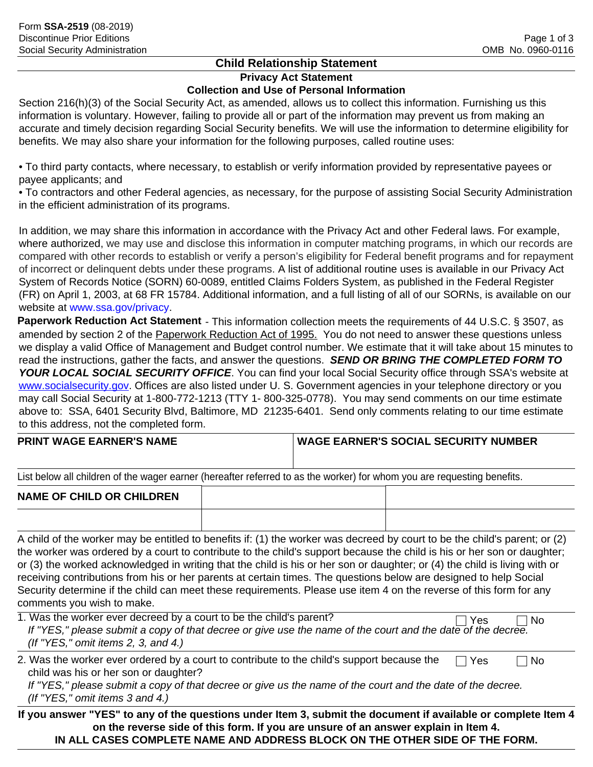Form **SSA-2519** (08-2019)
Discontinue Prior Editions
Social Security Administration

OMB No. 0960-0116

# Child Relationship Statement

## Privacy Act Statement
### Collection and Use of Personal Information

Section 216(h)(3) of the Social Security Act, as amended, allows us to collect this information. Furnishing us this information is voluntary. However, failing to provide all or part of the information may prevent us from making an accurate and timely decision regarding Social Security benefits. We will use the information to determine eligibility for benefits. We may also share your information for the following purposes, called routine uses:

- To third party contacts, where necessary, to establish or verify information provided by representative payees or payee applicants; and
- To contractors and other Federal agencies, as necessary, for the purpose of assisting Social Security Administration in the efficient administration of its programs.

In addition, we may share this information in accordance with the Privacy Act and other Federal laws. For example, where authorized, we may use and disclose this information in computer matching programs, in which our records are compared with other records to establish or verify a person's eligibility for Federal benefit programs and for repayment of incorrect or delinquent debts under these programs. A list of additional routine uses is available in our Privacy Act System of Records Notice (SORN) 60-0089, entitled Claims Folders System, as published in the Federal Register (FR) on April 1, 2003, at 68 FR 15784. Additional information, and a full listing of all of our SORNs, is available on our website at www.ssa.gov/privacy.

**Paperwork Reduction Act Statement** - This information collection meets the requirements of 44 U.S.C. § 3507, as amended by section 2 of the Paperwork Reduction Act of 1995. You do not need to answer these questions unless we display a valid Office of Management and Budget control number. We estimate that it will take about 15 minutes to read the instructions, gather the facts, and answer the questions. ***SEND OR BRING THE COMPLETED FORM TO YOUR LOCAL SOCIAL SECURITY OFFICE***. You can find your local Social Security office through SSA's website at www.socialsecurity.gov. Offices are also listed under U. S. Government agencies in your telephone directory or you may call Social Security at 1-800-772-1213 (TTY 1- 800-325-0778). You may send comments on our time estimate above to: SSA, 6401 Security Blvd, Baltimore, MD 21235-6401. Send only comments relating to our time estimate to this address, not the completed form.

| PRINT WAGE EARNER'S NAME | WAGE EARNER'S SOCIAL SECURITY NUMBER |
|---|---|
| | |

List below all children of the wager earner (hereafter referred to as the worker) for whom you are requesting benefits.

| NAME OF CHILD OR CHILDREN | | |
|---|---|---|
| | | |

A child of the worker may be entitled to benefits if: (1) the worker was decreed by court to be the child's parent; or (2) the worker was ordered by a court to contribute to the child's support because the child is his or her son or daughter; or (3) the worked acknowledged in writing that the child is his or her son or daughter; or (4) the child is living with or receiving contributions from his or her parents at certain times. The questions below are designed to help Social Security determine if the child can meet these requirements. Please use item 4 on the reverse of this form for any comments you wish to make.

1. Was the worker ever decreed by a court to be the child's parent? ☐ Yes ☐ No
   *If "YES," please submit a copy of that decree or give use the name of the court and the date of the decree.*
   *(If "YES," omit items 2, 3, and 4.)*

2. Was the worker ever ordered by a court to contribute to the child's support because the child was his or her son or daughter? ☐ Yes ☐ No
   *If "YES," please submit a copy of that decree or give us the name of the court and the date of the decree.*
   *(If "YES," omit items 3 and 4.)*

**If you answer "YES" to any of the questions under Item 3, submit the document if available or complete Item 4 on the reverse side of this form. If you are unsure of an answer explain in Item 4.**
**IN ALL CASES COMPLETE NAME AND ADDRESS BLOCK ON THE OTHER SIDE OF THE FORM.**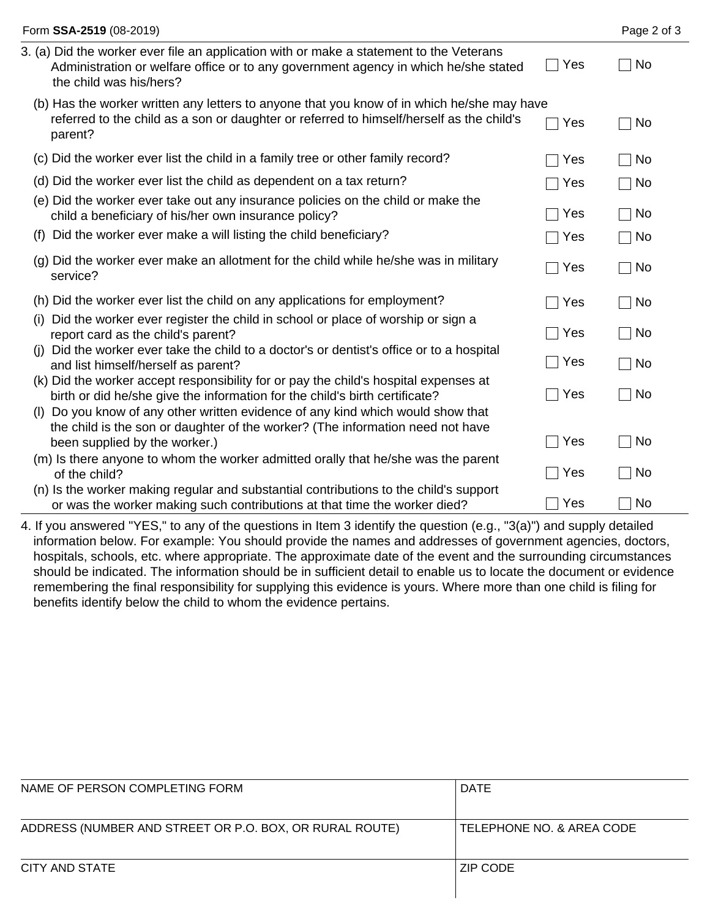3. (a) Did the worker ever file an application with or make a statement to the Veterans Administration or welfare office or to any government agency in which he/she stated the child was his/hers? ☐ Yes ☐ No

   (b) Has the worker written any letters to anyone that you know of in which he/she may have referred to the child as a son or daughter or referred to himself/herself as the child's parent? ☐ Yes ☐ No

   (c) Did the worker ever list the child in a family tree or other family record? ☐ Yes ☐ No

   (d) Did the worker ever list the child as dependent on a tax return? ☐ Yes ☐ No

   (e) Did the worker ever take out any insurance policies on the child or make the child a beneficiary of his/her own insurance policy? ☐ Yes ☐ No

   (f) Did the worker ever make a will listing the child beneficiary? ☐ Yes ☐ No

   (g) Did the worker ever make an allotment for the child while he/she was in military service? ☐ Yes ☐ No

   (h) Did the worker ever list the child on any applications for employment? ☐ Yes ☐ No

   (i) Did the worker ever register the child in school or place of worship or sign a report card as the child's parent? ☐ Yes ☐ No

   (j) Did the worker ever take the child to a doctor's or dentist's office or to a hospital and list himself/herself as parent? ☐ Yes ☐ No

   (k) Did the worker accept responsibility for or pay the child's hospital expenses at birth or did he/she give the information for the child's birth certificate? ☐ Yes ☐ No

   (l) Do you know of any other written evidence of any kind which would show that the child is the son or daughter of the worker? (The information need not have been supplied by the worker.) ☐ Yes ☐ No

   (m) Is there anyone to whom the worker admitted orally that he/she was the parent of the child? ☐ Yes ☐ No

   (n) Is the worker making regular and substantial contributions to the child's support or was the worker making such contributions at that time the worker died? ☐ Yes ☐ No

4. If you answered "YES," to any of the questions in Item 3 identify the question (e.g., "3(a)") and supply detailed information below. For example: You should provide the names and addresses of government agencies, doctors, hospitals, schools, etc. where appropriate. The approximate date of the event and the surrounding circumstances should be indicated. The information should be in sufficient detail to enable us to locate the document or evidence remembering the final responsibility for supplying this evidence is yours. Where more than one child is filing for benefits identify below the child to whom the evidence pertains.

| NAME OF PERSON COMPLETING FORM | DATE |
| --- | --- |
| ADDRESS (NUMBER AND STREET OR P.O. BOX, OR RURAL ROUTE) | TELEPHONE NO. & AREA CODE |
| CITY AND STATE | ZIP CODE |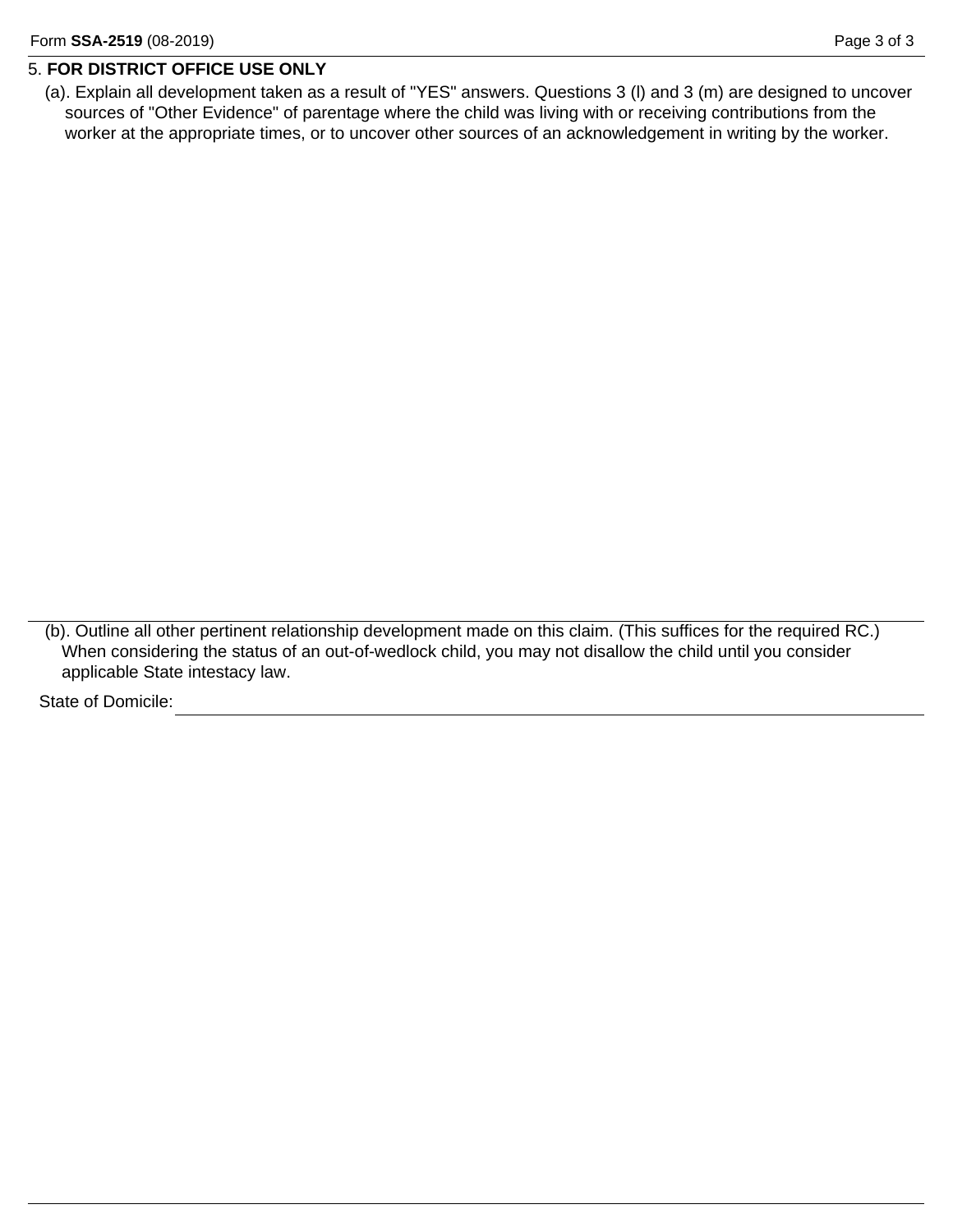## 5. FOR DISTRICT OFFICE USE ONLY

(a). Explain all development taken as a result of "YES" answers. Questions 3 (l) and 3 (m) are designed to uncover sources of "Other Evidence" of parentage where the child was living with or receiving contributions from the worker at the appropriate times, or to uncover other sources of an acknowledgement in writing by the worker.

(b). Outline all other pertinent relationship development made on this claim. (This suffices for the required RC.) When considering the status of an out-of-wedlock child, you may not disallow the child until you consider applicable State intestacy law.

State of Domicile: